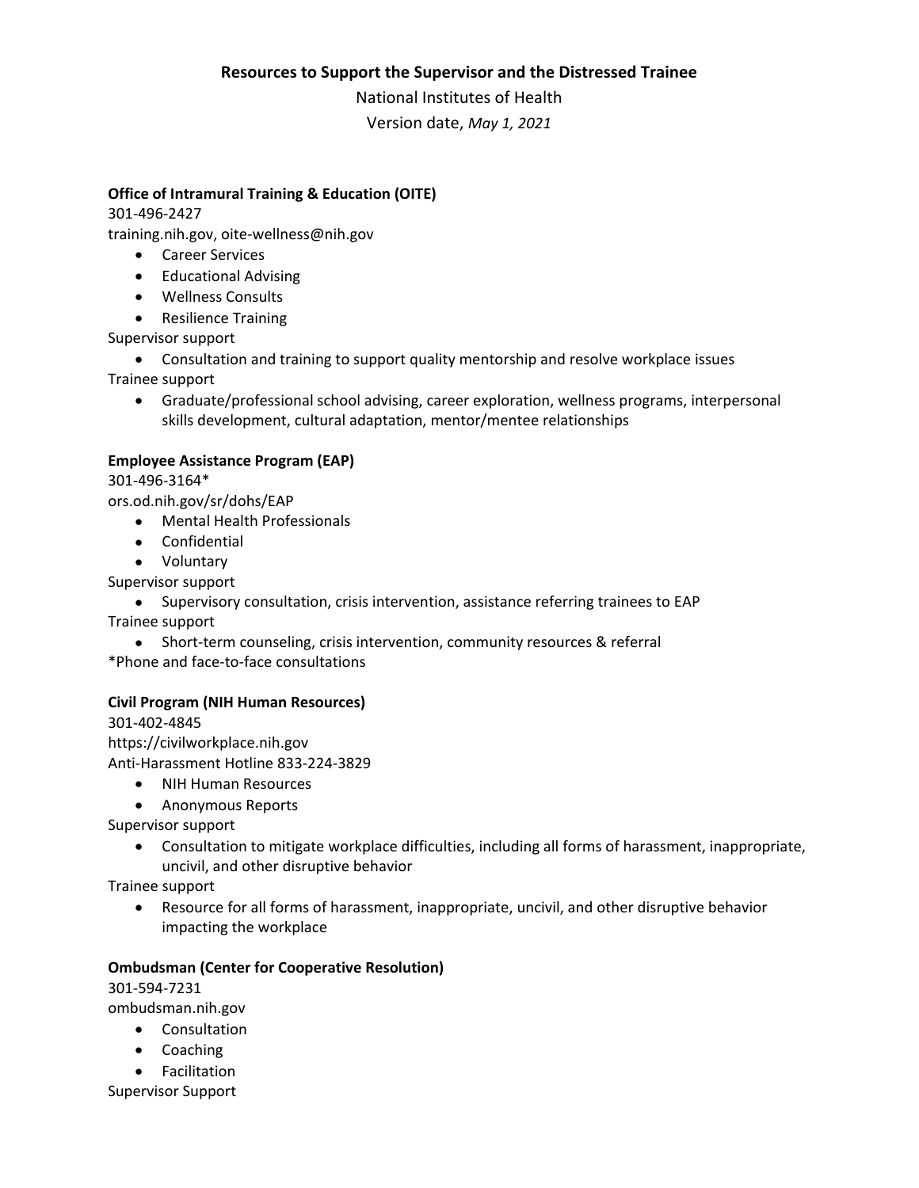# Resources to Support the Supervisor and the Distressed Trainee

National Institutes of Health

Version date, *May 1, 2021*

### Office of Intramural Training & Education (OITE)

301-496-2427

training.nih.gov, oite-wellness@nih.gov

- Career Services
- Educational Advising
- Wellness Consults
- Resilience Training

Supervisor support

- Consultation and training to support quality mentorship and resolve workplace issues

Trainee support

- Graduate/professional school advising, career exploration, wellness programs, interpersonal skills development, cultural adaptation, mentor/mentee relationships

### Employee Assistance Program (EAP)

301-496-3164*

ors.od.nih.gov/sr/dohs/EAP

- Mental Health Professionals
- Confidential
- Voluntary

Supervisor support

- Supervisory consultation, crisis intervention, assistance referring trainees to EAP

Trainee support

- Short-term counseling, crisis intervention, community resources & referral

*Phone and face-to-face consultations

### Civil Program (NIH Human Resources)

301-402-4845

https://civilworkplace.nih.gov

Anti-Harassment Hotline 833-224-3829

- NIH Human Resources
- Anonymous Reports

Supervisor support

- Consultation to mitigate workplace difficulties, including all forms of harassment, inappropriate, uncivil, and other disruptive behavior

Trainee support

- Resource for all forms of harassment, inappropriate, uncivil, and other disruptive behavior impacting the workplace

### Ombudsman (Center for Cooperative Resolution)

301-594-7231

ombudsman.nih.gov

- Consultation
- Coaching
- Facilitation

Supervisor Support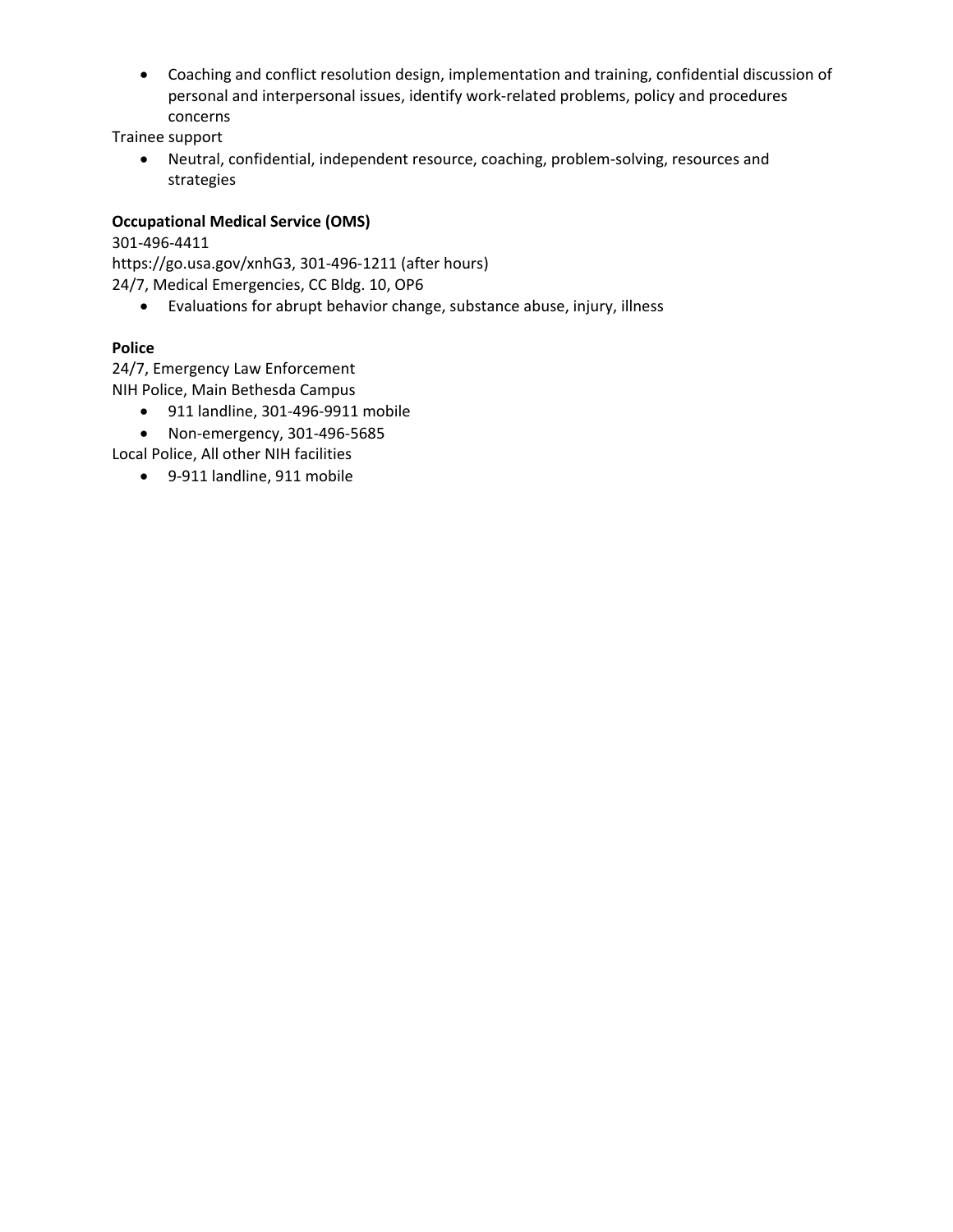- Coaching and conflict resolution design, implementation and training, confidential discussion of personal and interpersonal issues, identify work-related problems, policy and procedures concerns

Trainee support

- Neutral, confidential, independent resource, coaching, problem-solving, resources and strategies

**Occupational Medical Service (OMS)**

301-496-4411

https://go.usa.gov/xnhG3, 301-496-1211 (after hours)

24/7, Medical Emergencies, CC Bldg. 10, OP6

- Evaluations for abrupt behavior change, substance abuse, injury, illness

**Police**

24/7, Emergency Law Enforcement

NIH Police, Main Bethesda Campus

- 911 landline, 301-496-9911 mobile
- Non-emergency, 301-496-5685

Local Police, All other NIH facilities

- 9-911 landline, 911 mobile